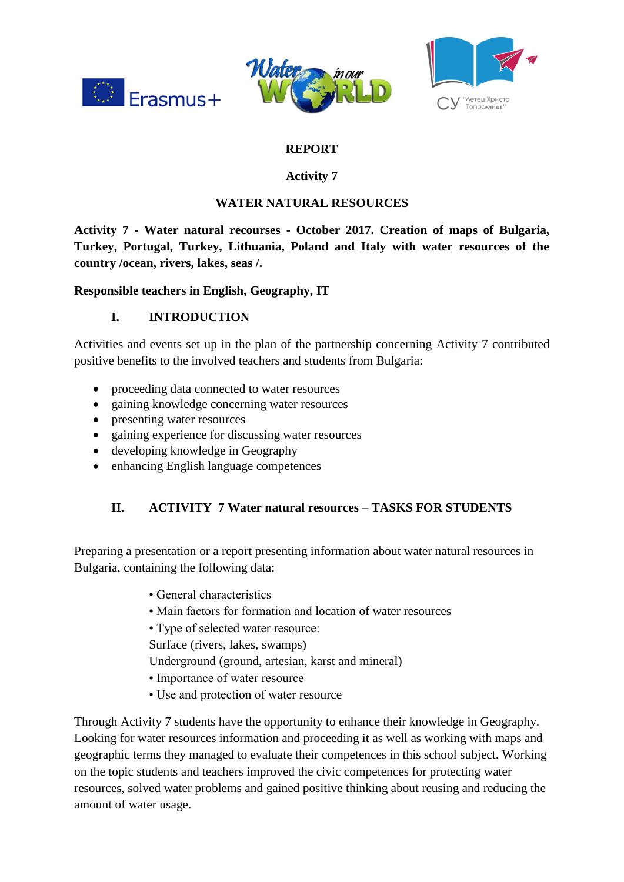# REPORT

## Activity 7

## WATER NATURAL RESOURCES

**Activity 7 - Water natural recourses - October 2017. Creation of maps of Bulgaria, Turkey, Portugal, Turkey, Lithuania, Poland and Italy with water resources of the country /ocean, rivers, lakes, seas /.**

**Responsible teachers in English, Geography, IT**

## I. INTRODUCTION

Activities and events set up in the plan of the partnership concerning Activity 7 contributed positive benefits to the involved teachers and students from Bulgaria:

- proceeding data connected to water resources
- gaining knowledge concerning water resources
- presenting water resources
- gaining experience for discussing water resources
- developing knowledge in Geography
- enhancing English language competences

## II. ACTIVITY 7 Water natural resources – TASKS FOR STUDENTS

Preparing a presentation or a report presenting information about water natural resources in Bulgaria, containing the following data:

- General characteristics
- Main factors for formation and location of water resources
- Type of selected water resource:

  Surface (rivers, lakes, swamps)

  Underground (ground, artesian, karst and mineral)
- Importance of water resource
- Use and protection of water resource

Through Activity 7 students have the opportunity to enhance their knowledge in Geography. Looking for water resources information and proceeding it as well as working with maps and geographic terms they managed to evaluate their competences in this school subject. Working on the topic students and teachers improved the civic competences for protecting water resources, solved water problems and gained positive thinking about reusing and reducing the amount of water usage.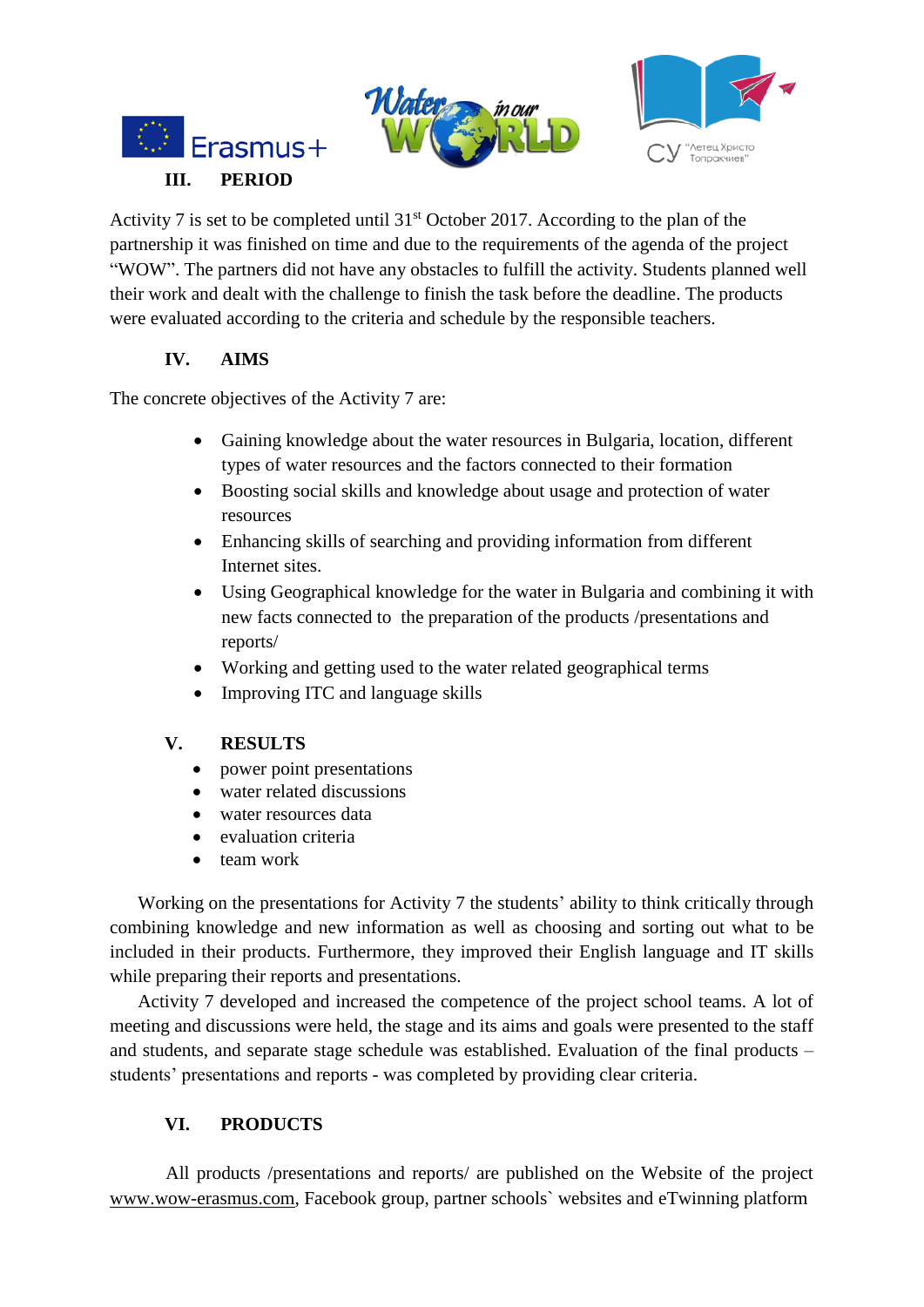## III. PERIOD

Activity 7 is set to be completed until 31st October 2017. According to the plan of the partnership it was finished on time and due to the requirements of the agenda of the project "WOW". The partners did not have any obstacles to fulfill the activity. Students planned well their work and dealt with the challenge to finish the task before the deadline. The products were evaluated according to the criteria and schedule by the responsible teachers.

## IV. AIMS

The concrete objectives of the Activity 7 are:

- Gaining knowledge about the water resources in Bulgaria, location, different types of water resources and the factors connected to their formation
- Boosting social skills and knowledge about usage and protection of water resources
- Enhancing skills of searching and providing information from different Internet sites.
- Using Geographical knowledge for the water in Bulgaria and combining it with new facts connected to the preparation of the products /presentations and reports/
- Working and getting used to the water related geographical terms
- Improving ITC and language skills

## V. RESULTS

- power point presentations
- water related discussions
- water resources data
- evaluation criteria
- team work

Working on the presentations for Activity 7 the students' ability to think critically through combining knowledge and new information as well as choosing and sorting out what to be included in their products. Furthermore, they improved their English language and IT skills while preparing their reports and presentations.

Activity 7 developed and increased the competence of the project school teams. A lot of meeting and discussions were held, the stage and its aims and goals were presented to the staff and students, and separate stage schedule was established. Evaluation of the final products – students' presentations and reports - was completed by providing clear criteria.

## VI. PRODUCTS

All products /presentations and reports/ are published on the Website of the project www.wow-erasmus.com, Facebook group, partner schools` websites and eTwinning platform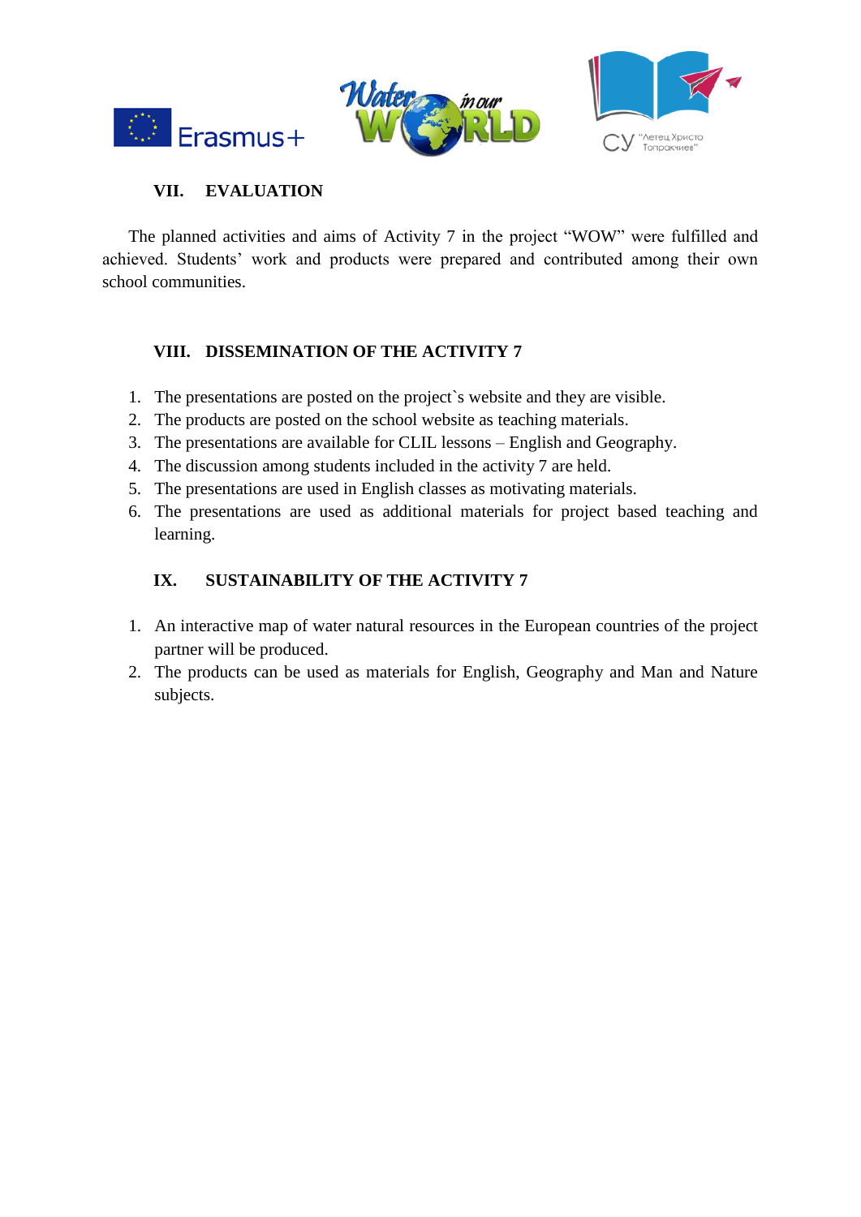## VII. EVALUATION

The planned activities and aims of Activity 7 in the project "WOW" were fulfilled and achieved. Students' work and products were prepared and contributed among their own school communities.

## VIII. DISSEMINATION OF THE ACTIVITY 7

1. The presentations are posted on the project`s website and they are visible.
2. The products are posted on the school website as teaching materials.
3. The presentations are available for CLIL lessons – English and Geography.
4. The discussion among students included in the activity 7 are held.
5. The presentations are used in English classes as motivating materials.
6. The presentations are used as additional materials for project based teaching and learning.

## IX. SUSTAINABILITY OF THE ACTIVITY 7

1. An interactive map of water natural resources in the European countries of the project partner will be produced.
2. The products can be used as materials for English, Geography and Man and Nature subjects.